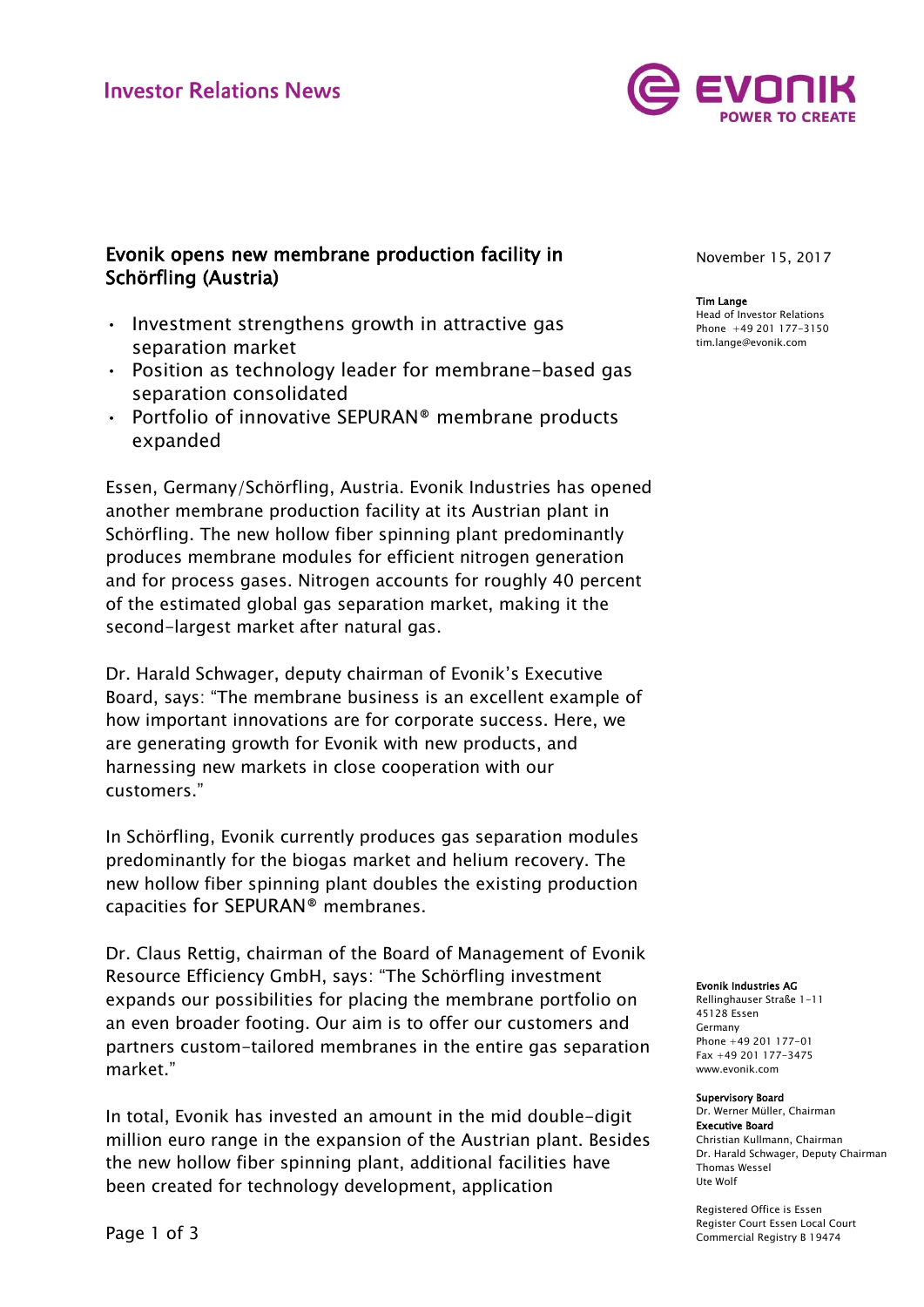Investor Relations News

# Evonik opens new membrane production facility in Schörfling (Austria)

- Investment strengthens growth in attractive gas separation market
- Position as technology leader for membrane-based gas separation consolidated
- Portfolio of innovative SEPURAN® membrane products expanded

November 15, 2017

**Tim Lange**
Head of Investor Relations
Phone +49 201 177-3150
tim.lange@evonik.com

Essen, Germany/Schörfling, Austria. Evonik Industries has opened another membrane production facility at its Austrian plant in Schörfling. The new hollow fiber spinning plant predominantly produces membrane modules for efficient nitrogen generation and for process gases. Nitrogen accounts for roughly 40 percent of the estimated global gas separation market, making it the second-largest market after natural gas.

Dr. Harald Schwager, deputy chairman of Evonik's Executive Board, says: "The membrane business is an excellent example of how important innovations are for corporate success. Here, we are generating growth for Evonik with new products, and harnessing new markets in close cooperation with our customers."

In Schörfling, Evonik currently produces gas separation modules predominantly for the biogas market and helium recovery. The new hollow fiber spinning plant doubles the existing production capacities for SEPURAN® membranes.

Dr. Claus Rettig, chairman of the Board of Management of Evonik Resource Efficiency GmbH, says: "The Schörfling investment expands our possibilities for placing the membrane portfolio on an even broader footing. Our aim is to offer our customers and partners custom-tailored membranes in the entire gas separation market."

In total, Evonik has invested an amount in the mid double-digit million euro range in the expansion of the Austrian plant. Besides the new hollow fiber spinning plant, additional facilities have been created for technology development, application

**Evonik Industries AG**
Rellinghauser Straße 1-11
45128 Essen
Germany
Phone +49 201 177-01
Fax +49 201 177-3475
www.evonik.com

**Supervisory Board**
Dr. Werner Müller, Chairman
**Executive Board**
Christian Kullmann, Chairman
Dr. Harald Schwager, Deputy Chairman
Thomas Wessel
Ute Wolf

Registered Office is Essen
Register Court Essen Local Court
Commercial Registry B 19474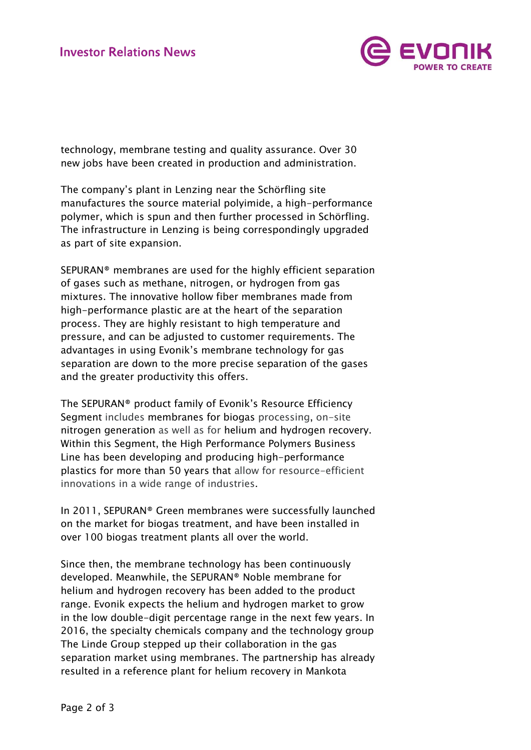technology, membrane testing and quality assurance. Over 30 new jobs have been created in production and administration.

The company's plant in Lenzing near the Schörfling site manufactures the source material polyimide, a high-performance polymer, which is spun and then further processed in Schörfling. The infrastructure in Lenzing is being correspondingly upgraded as part of site expansion.

SEPURAN® membranes are used for the highly efficient separation of gases such as methane, nitrogen, or hydrogen from gas mixtures. The innovative hollow fiber membranes made from high-performance plastic are at the heart of the separation process. They are highly resistant to high temperature and pressure, and can be adjusted to customer requirements. The advantages in using Evonik's membrane technology for gas separation are down to the more precise separation of the gases and the greater productivity this offers.

The SEPURAN® product family of Evonik's Resource Efficiency Segment includes membranes for biogas processing, on-site nitrogen generation as well as for helium and hydrogen recovery. Within this Segment, the High Performance Polymers Business Line has been developing and producing high-performance plastics for more than 50 years that allow for resource-efficient innovations in a wide range of industries.

In 2011, SEPURAN® Green membranes were successfully launched on the market for biogas treatment, and have been installed in over 100 biogas treatment plants all over the world.

Since then, the membrane technology has been continuously developed. Meanwhile, the SEPURAN® Noble membrane for helium and hydrogen recovery has been added to the product range. Evonik expects the helium and hydrogen market to grow in the low double-digit percentage range in the next few years. In 2016, the specialty chemicals company and the technology group The Linde Group stepped up their collaboration in the gas separation market using membranes. The partnership has already resulted in a reference plant for helium recovery in Mankota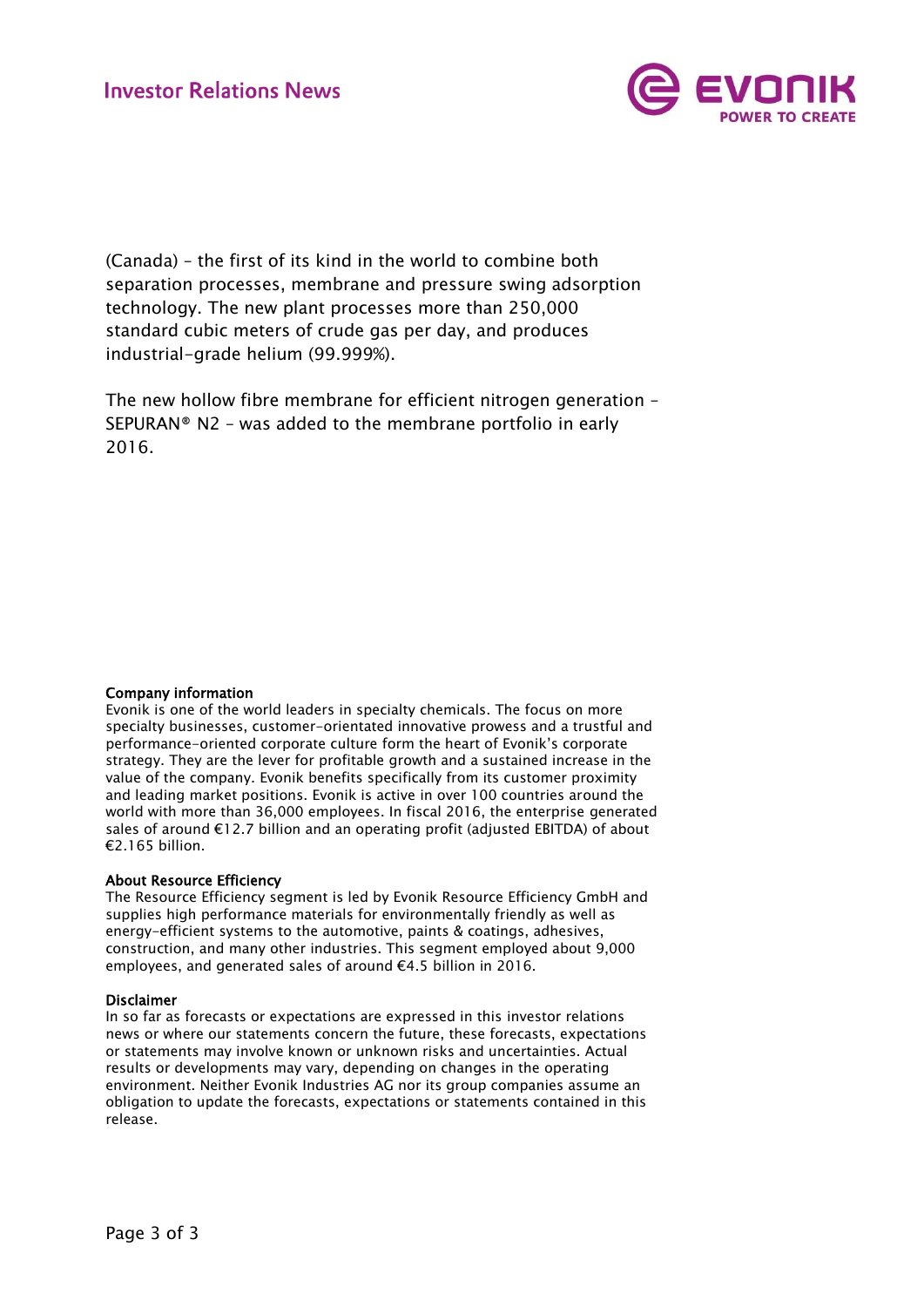(Canada) – the first of its kind in the world to combine both separation processes, membrane and pressure swing adsorption technology. The new plant processes more than 250,000 standard cubic meters of crude gas per day, and produces industrial-grade helium (99.999%).

The new hollow fibre membrane for efficient nitrogen generation – SEPURAN® N2 – was added to the membrane portfolio in early 2016.

**Company information**
Evonik is one of the world leaders in specialty chemicals. The focus on more specialty businesses, customer-orientated innovative prowess and a trustful and performance-oriented corporate culture form the heart of Evonik's corporate strategy. They are the lever for profitable growth and a sustained increase in the value of the company. Evonik benefits specifically from its customer proximity and leading market positions. Evonik is active in over 100 countries around the world with more than 36,000 employees. In fiscal 2016, the enterprise generated sales of around €12.7 billion and an operating profit (adjusted EBITDA) of about €2.165 billion.

**About Resource Efficiency**
The Resource Efficiency segment is led by Evonik Resource Efficiency GmbH and supplies high performance materials for environmentally friendly as well as energy-efficient systems to the automotive, paints & coatings, adhesives, construction, and many other industries. This segment employed about 9,000 employees, and generated sales of around €4.5 billion in 2016.

**Disclaimer**
In so far as forecasts or expectations are expressed in this investor relations news or where our statements concern the future, these forecasts, expectations or statements may involve known or unknown risks and uncertainties. Actual results or developments may vary, depending on changes in the operating environment. Neither Evonik Industries AG nor its group companies assume an obligation to update the forecasts, expectations or statements contained in this release.